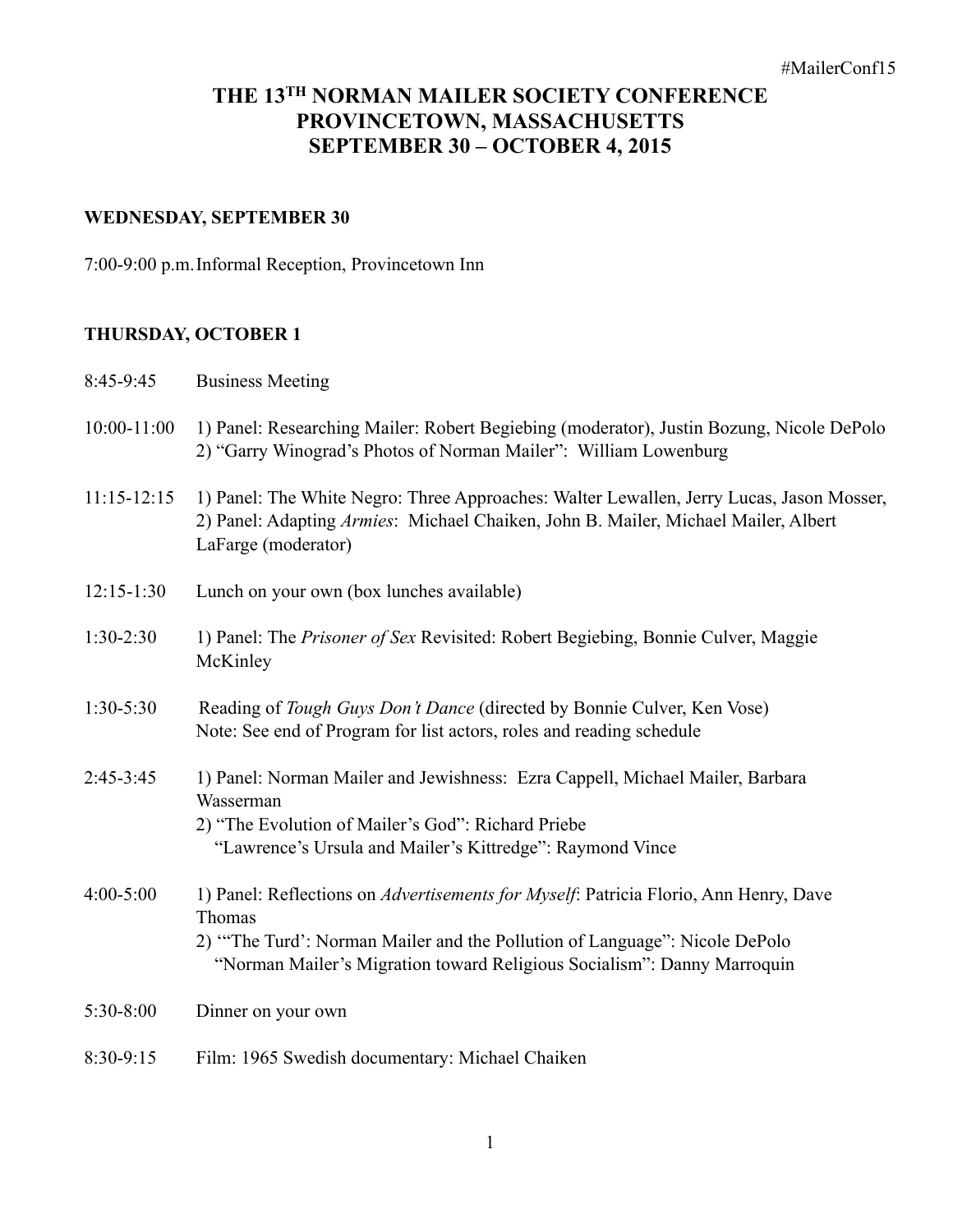#MailerConf15

# THE 13TH NORMAN MAILER SOCIETY CONFERENCE
# PROVINCETOWN, MASSACHUSETTS
# SEPTEMBER 30 – OCTOBER 4, 2015

**WEDNESDAY, SEPTEMBER 30**

7:00-9:00 p.m. Informal Reception, Provincetown Inn

**THURSDAY, OCTOBER 1**

8:45-9:45 Business Meeting

10:00-11:00 1) Panel: Researching Mailer: Robert Begiebing (moderator), Justin Bozung, Nicole DePolo
2) "Garry Winograd's Photos of Norman Mailer": William Lowenburg

11:15-12:15 1) Panel: The White Negro: Three Approaches: Walter Lewallen, Jerry Lucas, Jason Mosser,
2) Panel: Adapting *Armies*: Michael Chaiken, John B. Mailer, Michael Mailer, Albert LaFarge (moderator)

12:15-1:30 Lunch on your own (box lunches available)

1:30-2:30 1) Panel: The *Prisoner of Sex* Revisited: Robert Begiebing, Bonnie Culver, Maggie McKinley

1:30-5:30 Reading of *Tough Guys Don't Dance* (directed by Bonnie Culver, Ken Vose)
Note: See end of Program for list actors, roles and reading schedule

2:45-3:45 1) Panel: Norman Mailer and Jewishness: Ezra Cappell, Michael Mailer, Barbara Wasserman
2) "The Evolution of Mailer's God": Richard Priebe
"Lawrence's Ursula and Mailer's Kittredge": Raymond Vince

4:00-5:00 1) Panel: Reflections on *Advertisements for Myself*: Patricia Florio, Ann Henry, Dave Thomas
2) '"The Turd': Norman Mailer and the Pollution of Language": Nicole DePolo
"Norman Mailer's Migration toward Religious Socialism": Danny Marroquin

5:30-8:00 Dinner on your own

8:30-9:15 Film: 1965 Swedish documentary: Michael Chaiken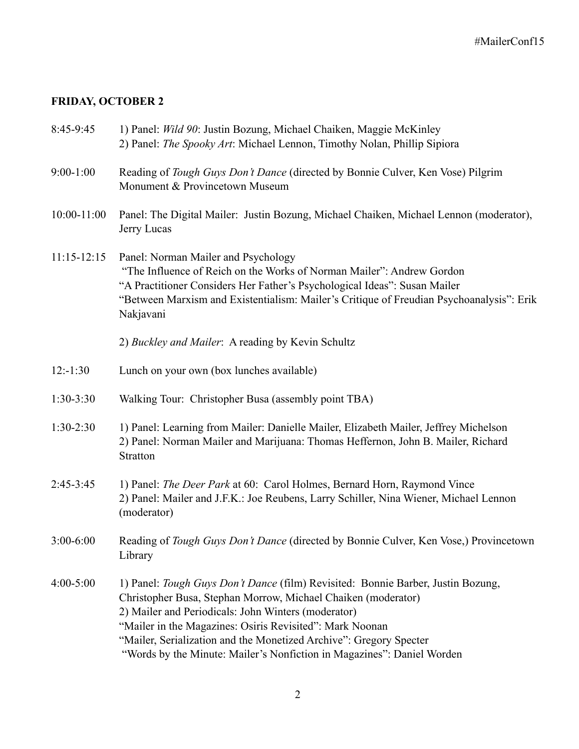## FRIDAY, OCTOBER 2

8:45-9:45 1) Panel: *Wild 90*: Justin Bozung, Michael Chaiken, Maggie McKinley
2) Panel: *The Spooky Art*: Michael Lennon, Timothy Nolan, Phillip Sipiora

9:00-1:00 Reading of *Tough Guys Don't Dance* (directed by Bonnie Culver, Ken Vose) Pilgrim Monument & Provincetown Museum

10:00-11:00 Panel: The Digital Mailer: Justin Bozung, Michael Chaiken, Michael Lennon (moderator), Jerry Lucas

11:15-12:15 Panel: Norman Mailer and Psychology
"The Influence of Reich on the Works of Norman Mailer": Andrew Gordon
"A Practitioner Considers Her Father's Psychological Ideas": Susan Mailer
"Between Marxism and Existentialism: Mailer's Critique of Freudian Psychoanalysis": Erik Nakjavani

2) *Buckley and Mailer*: A reading by Kevin Schultz

12:-1:30 Lunch on your own (box lunches available)

1:30-3:30 Walking Tour: Christopher Busa (assembly point TBA)

1:30-2:30 1) Panel: Learning from Mailer: Danielle Mailer, Elizabeth Mailer, Jeffrey Michelson
2) Panel: Norman Mailer and Marijuana: Thomas Heffernon, John B. Mailer, Richard Stratton

2:45-3:45 1) Panel: *The Deer Park* at 60: Carol Holmes, Bernard Horn, Raymond Vince
2) Panel: Mailer and J.F.K.: Joe Reubens, Larry Schiller, Nina Wiener, Michael Lennon (moderator)

3:00-6:00 Reading of *Tough Guys Don't Dance* (directed by Bonnie Culver, Ken Vose,) Provincetown Library

4:00-5:00 1) Panel: *Tough Guys Don't Dance* (film) Revisited: Bonnie Barber, Justin Bozung, Christopher Busa, Stephan Morrow, Michael Chaiken (moderator)
2) Mailer and Periodicals: John Winters (moderator)
"Mailer in the Magazines: Osiris Revisited": Mark Noonan
"Mailer, Serialization and the Monetized Archive": Gregory Specter
"Words by the Minute: Mailer's Nonfiction in Magazines": Daniel Worden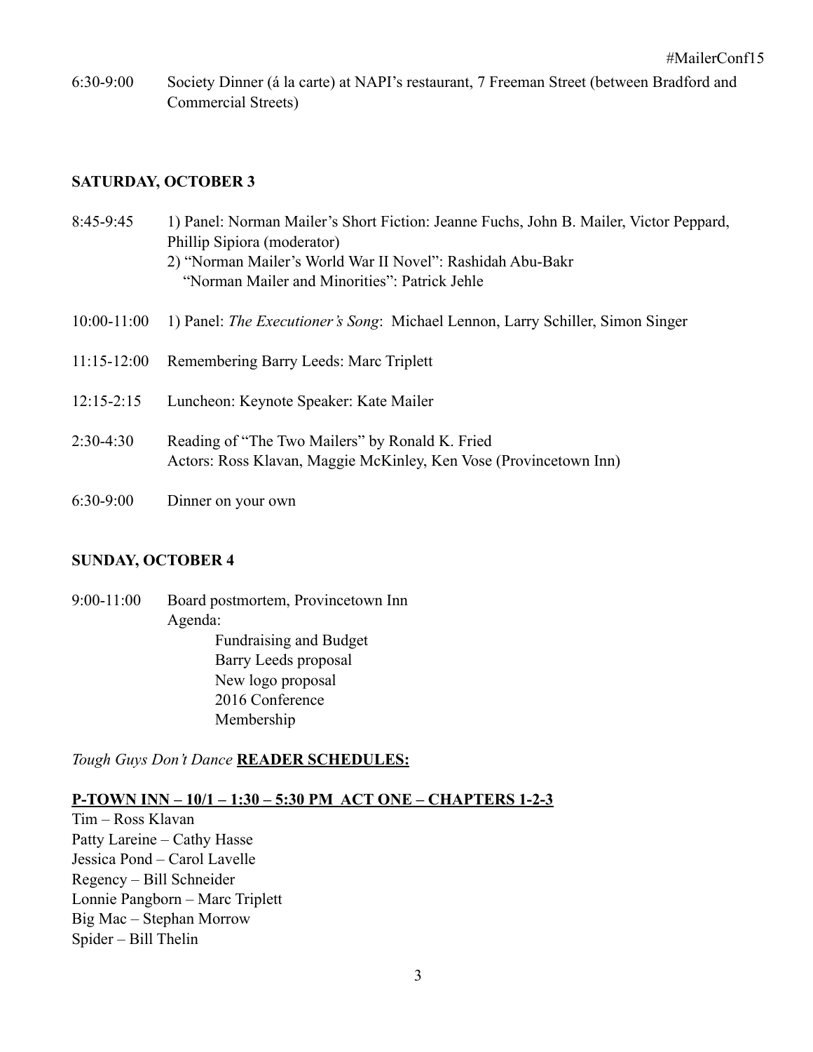6:30-9:00 Society Dinner (á la carte) at NAPI's restaurant, 7 Freeman Street (between Bradford and Commercial Streets)

**SATURDAY, OCTOBER 3**

8:45-9:45 1) Panel: Norman Mailer's Short Fiction: Jeanne Fuchs, John B. Mailer, Victor Peppard, Phillip Sipiora (moderator)
2) "Norman Mailer's World War II Novel": Rashidah Abu-Bakr
"Norman Mailer and Minorities": Patrick Jehle

10:00-11:00 1) Panel: *The Executioner's Song*: Michael Lennon, Larry Schiller, Simon Singer

11:15-12:00 Remembering Barry Leeds: Marc Triplett

12:15-2:15 Luncheon: Keynote Speaker: Kate Mailer

2:30-4:30 Reading of "The Two Mailers" by Ronald K. Fried
Actors: Ross Klavan, Maggie McKinley, Ken Vose (Provincetown Inn)

6:30-9:00 Dinner on your own

**SUNDAY, OCTOBER 4**

9:00-11:00 Board postmortem, Provincetown Inn
Agenda:
- Fundraising and Budget
- Barry Leeds proposal
- New logo proposal
- 2016 Conference
- Membership

*Tough Guys Don't Dance* **READER SCHEDULES:**

**P-TOWN INN – 10/1 – 1:30 – 5:30 PM ACT ONE – CHAPTERS 1-2-3**

Tim – Ross Klavan
Patty Lareine – Cathy Hasse
Jessica Pond – Carol Lavelle
Regency – Bill Schneider
Lonnie Pangborn – Marc Triplett
Big Mac – Stephan Morrow
Spider – Bill Thelin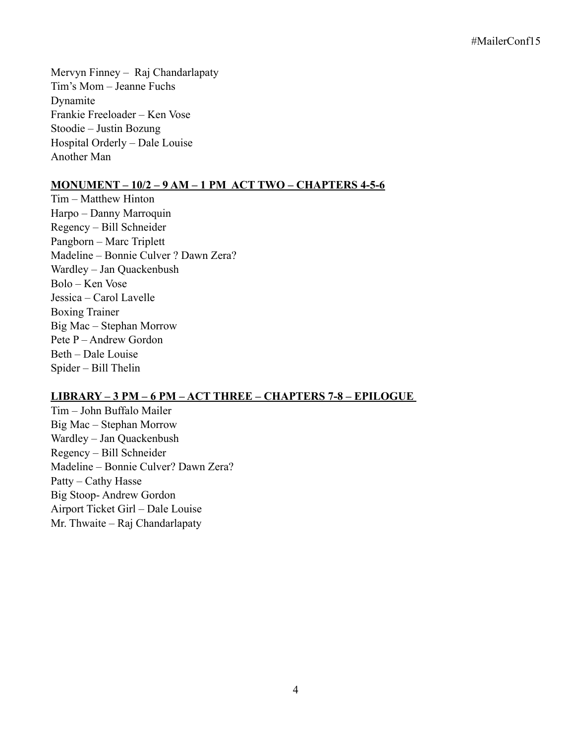Mervyn Finney – Raj Chandarlapaty
Tim's Mom – Jeanne Fuchs
Dynamite
Frankie Freeloader – Ken Vose
Stoodie – Justin Bozung
Hospital Orderly – Dale Louise
Another Man

**<u>MONUMENT – 10/2 – 9 AM – 1 PM ACT TWO – CHAPTERS 4-5-6</u>**

Tim – Matthew Hinton
Harpo – Danny Marroquin
Regency – Bill Schneider
Pangborn – Marc Triplett
Madeline – Bonnie Culver ? Dawn Zera?
Wardley – Jan Quackenbush
Bolo – Ken Vose
Jessica – Carol Lavelle
Boxing Trainer
Big Mac – Stephan Morrow
Pete P – Andrew Gordon
Beth – Dale Louise
Spider – Bill Thelin

**<u>LIBRARY – 3 PM – 6 PM – ACT THREE – CHAPTERS 7-8 – EPILOGUE</u>**

Tim – John Buffalo Mailer
Big Mac – Stephan Morrow
Wardley – Jan Quackenbush
Regency – Bill Schneider
Madeline – Bonnie Culver? Dawn Zera?
Patty – Cathy Hasse
Big Stoop- Andrew Gordon
Airport Ticket Girl – Dale Louise
Mr. Thwaite – Raj Chandarlapaty